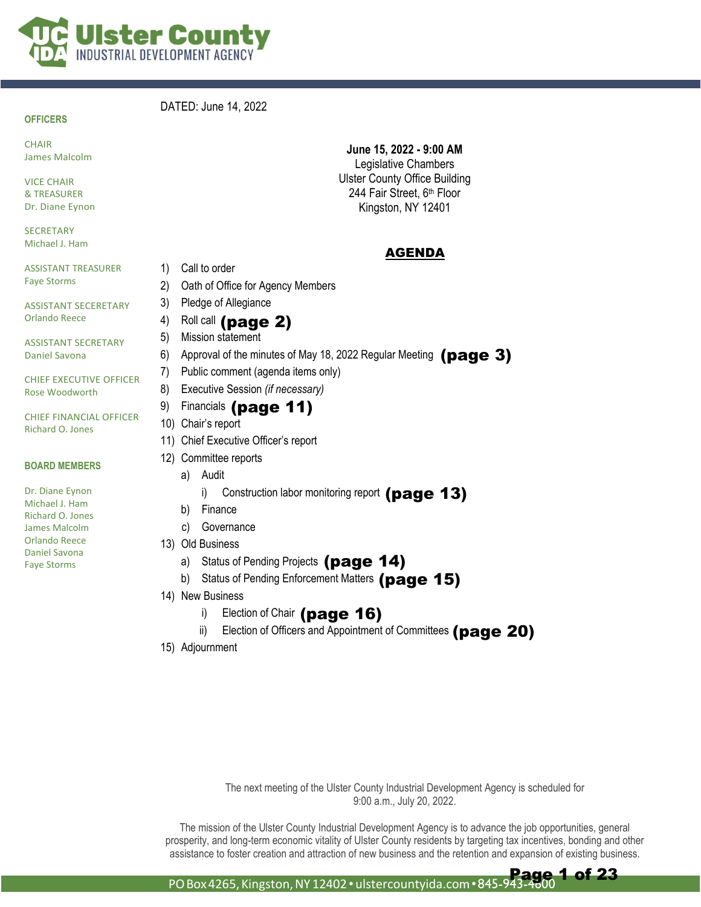# Ulster County
## INDUSTRIAL DEVELOPMENT AGENCY

**OFFICERS**

CHAIR
James Malcolm

VICE CHAIR
& TREASURER
Dr. Diane Eynon

SECRETARY
Michael J. Ham

ASSISTANT TREASURER
Faye Storms

ASSISTANT SECERETARY
Orlando Reece

ASSISTANT SECRETARY
Daniel Savona

CHIEF EXECUTIVE OFFICER
Rose Woodworth

CHIEF FINANCIAL OFFICER
Richard O. Jones

**BOARD MEMBERS**

Dr. Diane Eynon
Michael J. Ham
Richard O. Jones
James Malcolm
Orlando Reece
Daniel Savona
Faye Storms

DATED: June 14, 2022

**June 15, 2022 - 9:00 AM**
Legislative Chambers
Ulster County Office Building
244 Fair Street, 6th Floor
Kingston, NY 12401

## AGENDA

1) Call to order
2) Oath of Office for Agency Members
3) Pledge of Allegiance
4) Roll call **(page 2)**
5) Mission statement
6) Approval of the minutes of May 18, 2022 Regular Meeting **(page 3)**
7) Public comment (agenda items only)
8) Executive Session *(if necessary)*
9) Financials **(page 11)**
10) Chair's report
11) Chief Executive Officer's report
12) Committee reports
    a) Audit
        i) Construction labor monitoring report **(page 13)**
    b) Finance
    c) Governance
13) Old Business
    a) Status of Pending Projects **(page 14)**
    b) Status of Pending Enforcement Matters **(page 15)**
14) New Business
    i) Election of Chair **(page 16)**
    ii) Election of Officers and Appointment of Committees **(page 20)**
15) Adjournment

The next meeting of the Ulster County Industrial Development Agency is scheduled for 9:00 a.m., July 20, 2022.

The mission of the Ulster County Industrial Development Agency is to advance the job opportunities, general prosperity, and long-term economic vitality of Ulster County residents by targeting tax incentives, bonding and other assistance to foster creation and attraction of new business and the retention and expansion of existing business.

PO Box 4265, Kingston, NY 12402 • ulstercountyida.com • 845-943-4600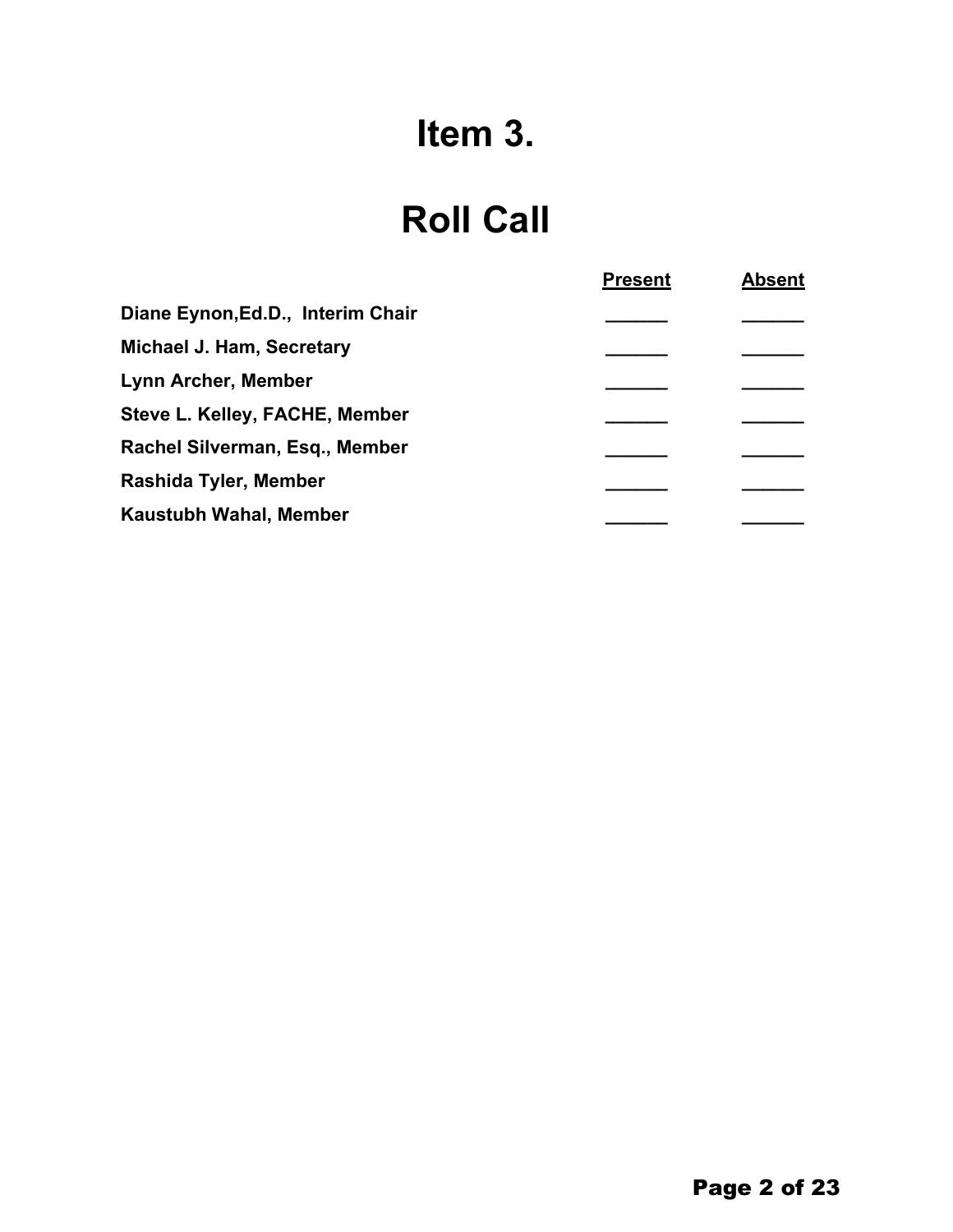# Item 3.

# Roll Call

| | **Present** | **Absent** |
|---|---|---|
| **Diane Eynon,Ed.D., Interim Chair** | ______ | ______ |
| **Michael J. Ham, Secretary** | ______ | ______ |
| **Lynn Archer, Member** | ______ | ______ |
| **Steve L. Kelley, FACHE, Member** | ______ | ______ |
| **Rachel Silverman, Esq., Member** | ______ | ______ |
| **Rashida Tyler, Member** | ______ | ______ |
| **Kaustubh Wahal, Member** | ______ | ______ |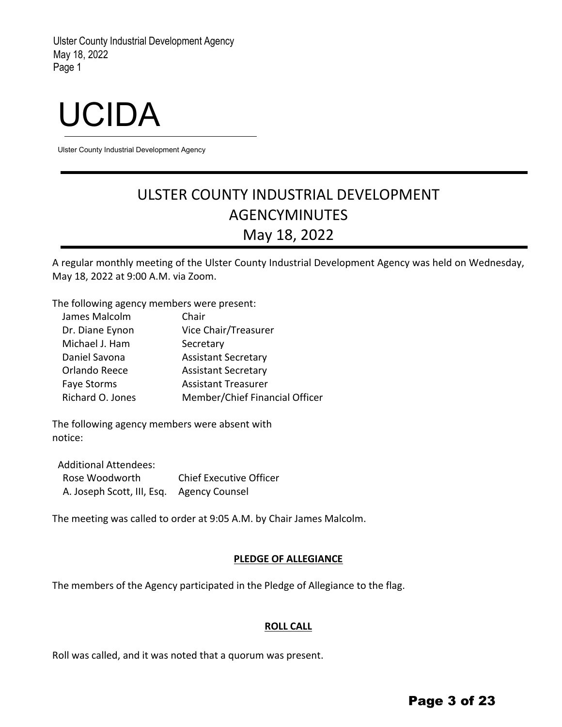# UCIDA

Ulster County Industrial Development Agency

## ULSTER COUNTY INDUSTRIAL DEVELOPMENT AGENCYMINUTES May 18, 2022

A regular monthly meeting of the Ulster County Industrial Development Agency was held on Wednesday, May 18, 2022 at 9:00 A.M. via Zoom.

The following agency members were present:

| | |
|---|---|
| James Malcolm | Chair |
| Dr. Diane Eynon | Vice Chair/Treasurer |
| Michael J. Ham | Secretary |
| Daniel Savona | Assistant Secretary |
| Orlando Reece | Assistant Secretary |
| Faye Storms | Assistant Treasurer |
| Richard O. Jones | Member/Chief Financial Officer |

The following agency members were absent with notice:

Additional Attendees:

| | |
|---|---|
| Rose Woodworth | Chief Executive Officer |
| A. Joseph Scott, III, Esq. | Agency Counsel |

The meeting was called to order at 9:05 A.M. by Chair James Malcolm.

**PLEDGE OF ALLEGIANCE**

The members of the Agency participated in the Pledge of Allegiance to the flag.

**ROLL CALL**

Roll was called, and it was noted that a quorum was present.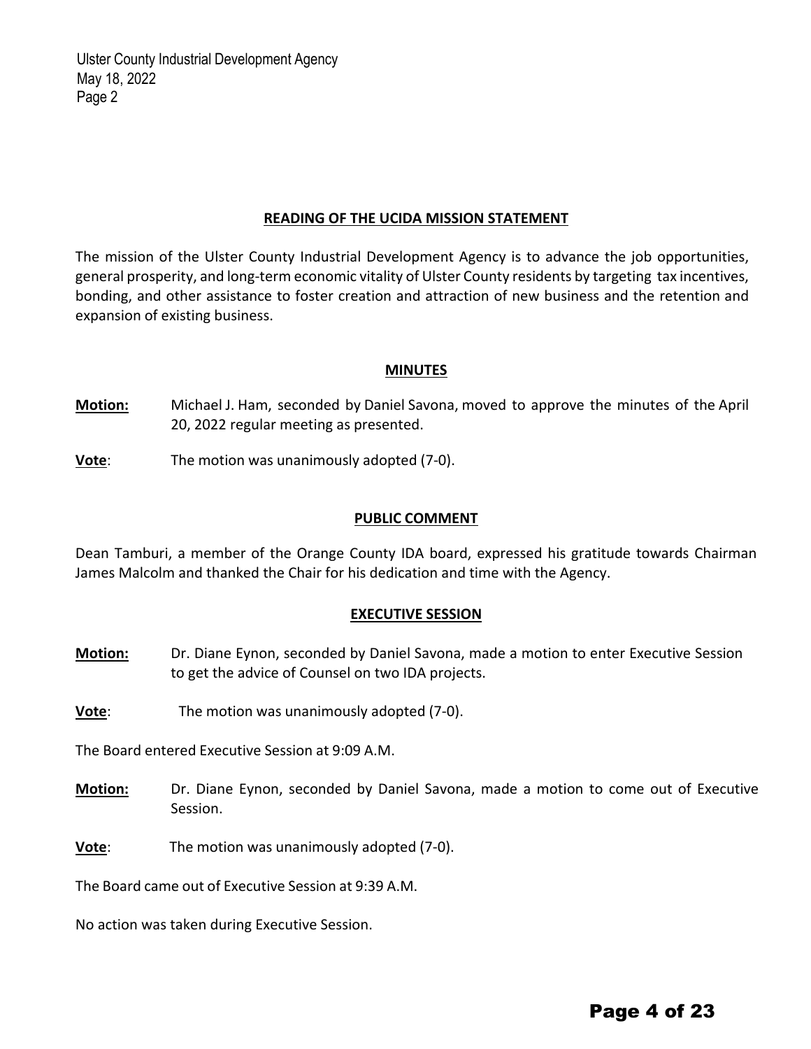## READING OF THE UCIDA MISSION STATEMENT

The mission of the Ulster County Industrial Development Agency is to advance the job opportunities, general prosperity, and long-term economic vitality of Ulster County residents by targeting tax incentives, bonding, and other assistance to foster creation and attraction of new business and the retention and expansion of existing business.

## MINUTES

**Motion:** Michael J. Ham, seconded by Daniel Savona, moved to approve the minutes of the April 20, 2022 regular meeting as presented.

**Vote**: The motion was unanimously adopted (7-0).

## PUBLIC COMMENT

Dean Tamburi, a member of the Orange County IDA board, expressed his gratitude towards Chairman James Malcolm and thanked the Chair for his dedication and time with the Agency.

## EXECUTIVE SESSION

**Motion:** Dr. Diane Eynon, seconded by Daniel Savona, made a motion to enter Executive Session to get the advice of Counsel on two IDA projects.

**Vote**: The motion was unanimously adopted (7-0).

The Board entered Executive Session at 9:09 A.M.

**Motion:** Dr. Diane Eynon, seconded by Daniel Savona, made a motion to come out of Executive Session.

**Vote**: The motion was unanimously adopted (7-0).

The Board came out of Executive Session at 9:39 A.M.

No action was taken during Executive Session.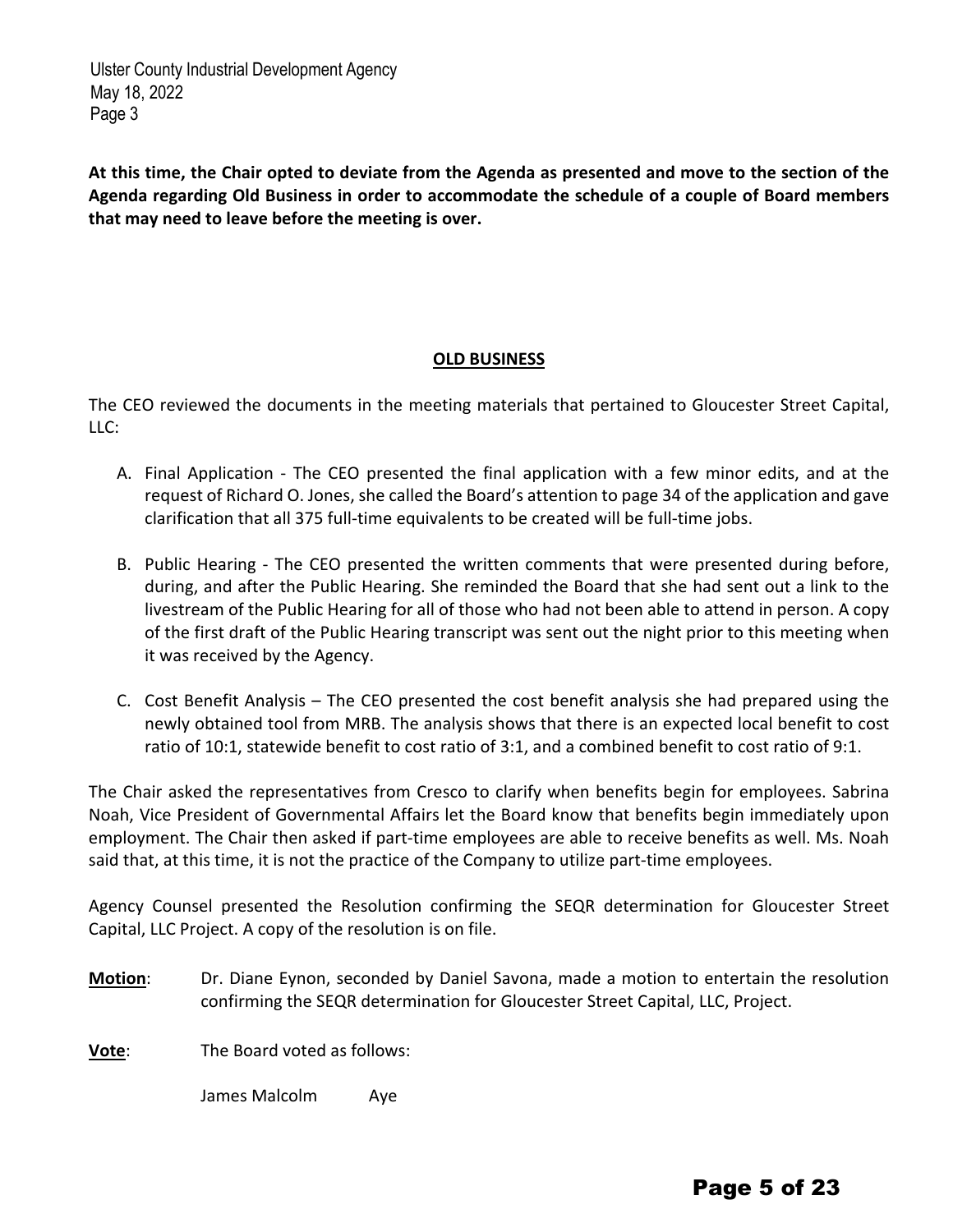**At this time, the Chair opted to deviate from the Agenda as presented and move to the section of the Agenda regarding Old Business in order to accommodate the schedule of a couple of Board members that may need to leave before the meeting is over.**

## OLD BUSINESS

The CEO reviewed the documents in the meeting materials that pertained to Gloucester Street Capital, LLC:

A. Final Application - The CEO presented the final application with a few minor edits, and at the request of Richard O. Jones, she called the Board's attention to page 34 of the application and gave clarification that all 375 full-time equivalents to be created will be full-time jobs.

B. Public Hearing - The CEO presented the written comments that were presented during before, during, and after the Public Hearing. She reminded the Board that she had sent out a link to the livestream of the Public Hearing for all of those who had not been able to attend in person. A copy of the first draft of the Public Hearing transcript was sent out the night prior to this meeting when it was received by the Agency.

C. Cost Benefit Analysis – The CEO presented the cost benefit analysis she had prepared using the newly obtained tool from MRB. The analysis shows that there is an expected local benefit to cost ratio of 10:1, statewide benefit to cost ratio of 3:1, and a combined benefit to cost ratio of 9:1.

The Chair asked the representatives from Cresco to clarify when benefits begin for employees. Sabrina Noah, Vice President of Governmental Affairs let the Board know that benefits begin immediately upon employment. The Chair then asked if part-time employees are able to receive benefits as well. Ms. Noah said that, at this time, it is not the practice of the Company to utilize part-time employees.

Agency Counsel presented the Resolution confirming the SEQR determination for Gloucester Street Capital, LLC Project. A copy of the resolution is on file.

**Motion**: Dr. Diane Eynon, seconded by Daniel Savona, made a motion to entertain the resolution confirming the SEQR determination for Gloucester Street Capital, LLC, Project.

**Vote**: The Board voted as follows:

James Malcolm Aye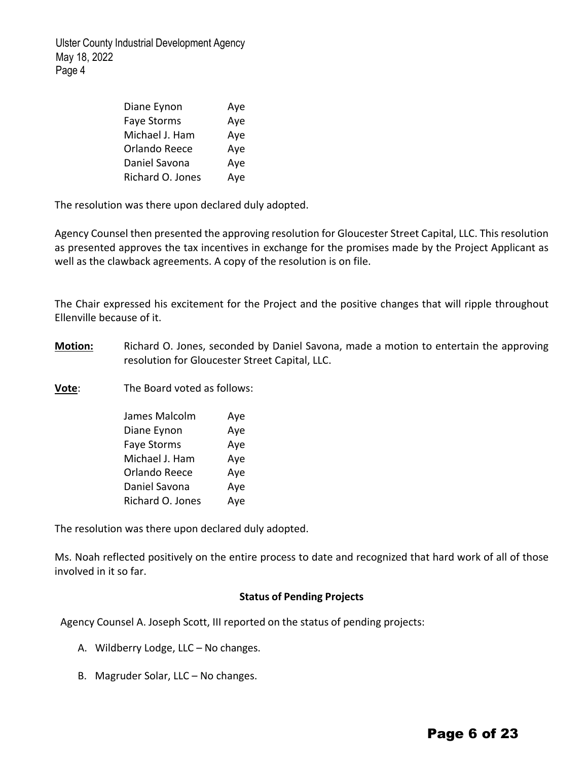| | |
|---|---|
| Diane Eynon | Aye |
| Faye Storms | Aye |
| Michael J. Ham | Aye |
| Orlando Reece | Aye |
| Daniel Savona | Aye |
| Richard O. Jones | Aye |

The resolution was there upon declared duly adopted.

Agency Counsel then presented the approving resolution for Gloucester Street Capital, LLC. This resolution as presented approves the tax incentives in exchange for the promises made by the Project Applicant as well as the clawback agreements. A copy of the resolution is on file.

The Chair expressed his excitement for the Project and the positive changes that will ripple throughout Ellenville because of it.

**Motion:** Richard O. Jones, seconded by Daniel Savona, made a motion to entertain the approving resolution for Gloucester Street Capital, LLC.

**Vote**: The Board voted as follows:

| | |
|---|---|
| James Malcolm | Aye |
| Diane Eynon | Aye |
| Faye Storms | Aye |
| Michael J. Ham | Aye |
| Orlando Reece | Aye |
| Daniel Savona | Aye |
| Richard O. Jones | Aye |

The resolution was there upon declared duly adopted.

Ms. Noah reflected positively on the entire process to date and recognized that hard work of all of those involved in it so far.

**Status of Pending Projects**

Agency Counsel A. Joseph Scott, III reported on the status of pending projects:

A. Wildberry Lodge, LLC – No changes.

B. Magruder Solar, LLC – No changes.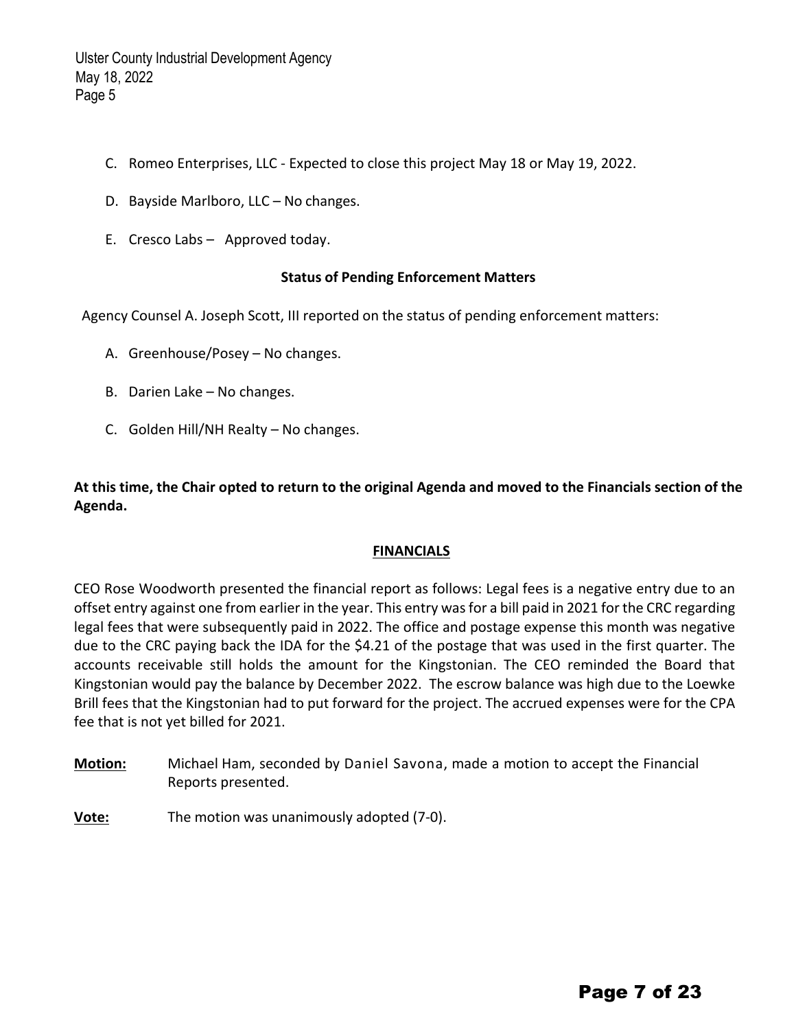C. Romeo Enterprises, LLC - Expected to close this project May 18 or May 19, 2022.

D. Bayside Marlboro, LLC – No changes.

E. Cresco Labs – Approved today.

**Status of Pending Enforcement Matters**

Agency Counsel A. Joseph Scott, III reported on the status of pending enforcement matters:

A. Greenhouse/Posey – No changes.

B. Darien Lake – No changes.

C. Golden Hill/NH Realty – No changes.

**At this time, the Chair opted to return to the original Agenda and moved to the Financials section of the Agenda.**

## FINANCIALS

CEO Rose Woodworth presented the financial report as follows: Legal fees is a negative entry due to an offset entry against one from earlier in the year. This entry was for a bill paid in 2021 for the CRC regarding legal fees that were subsequently paid in 2022. The office and postage expense this month was negative due to the CRC paying back the IDA for the $4.21 of the postage that was used in the first quarter. The accounts receivable still holds the amount for the Kingstonian. The CEO reminded the Board that Kingstonian would pay the balance by December 2022. The escrow balance was high due to the Loewke Brill fees that the Kingstonian had to put forward for the project. The accrued expenses were for the CPA fee that is not yet billed for 2021.

**Motion:** Michael Ham, seconded by Daniel Savona, made a motion to accept the Financial Reports presented.

**Vote:** The motion was unanimously adopted (7-0).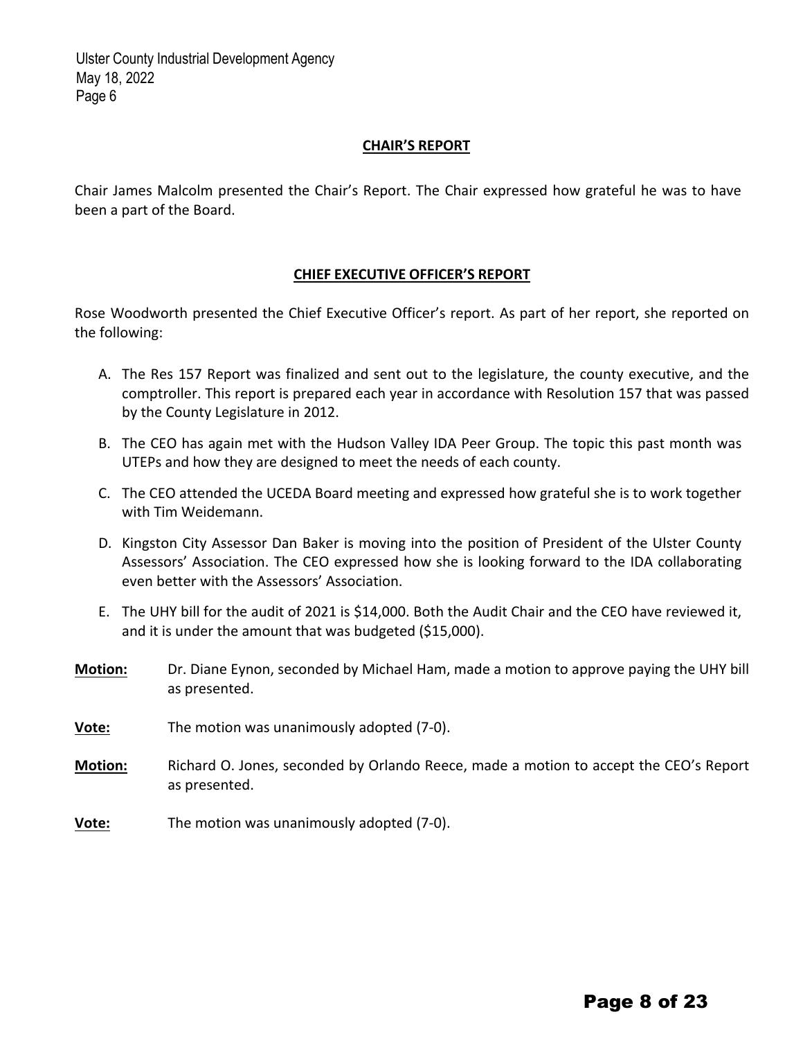## CHAIR'S REPORT

Chair James Malcolm presented the Chair's Report. The Chair expressed how grateful he was to have been a part of the Board.

## CHIEF EXECUTIVE OFFICER'S REPORT

Rose Woodworth presented the Chief Executive Officer's report. As part of her report, she reported on the following:

A. The Res 157 Report was finalized and sent out to the legislature, the county executive, and the comptroller. This report is prepared each year in accordance with Resolution 157 that was passed by the County Legislature in 2012.

B. The CEO has again met with the Hudson Valley IDA Peer Group. The topic this past month was UTEPs and how they are designed to meet the needs of each county.

C. The CEO attended the UCEDA Board meeting and expressed how grateful she is to work together with Tim Weidemann.

D. Kingston City Assessor Dan Baker is moving into the position of President of the Ulster County Assessors' Association. The CEO expressed how she is looking forward to the IDA collaborating even better with the Assessors' Association.

E. The UHY bill for the audit of 2021 is $14,000. Both the Audit Chair and the CEO have reviewed it, and it is under the amount that was budgeted ($15,000).

**Motion:** Dr. Diane Eynon, seconded by Michael Ham, made a motion to approve paying the UHY bill as presented.

**Vote:** The motion was unanimously adopted (7-0).

**Motion:** Richard O. Jones, seconded by Orlando Reece, made a motion to accept the CEO's Report as presented.

**Vote:** The motion was unanimously adopted (7-0).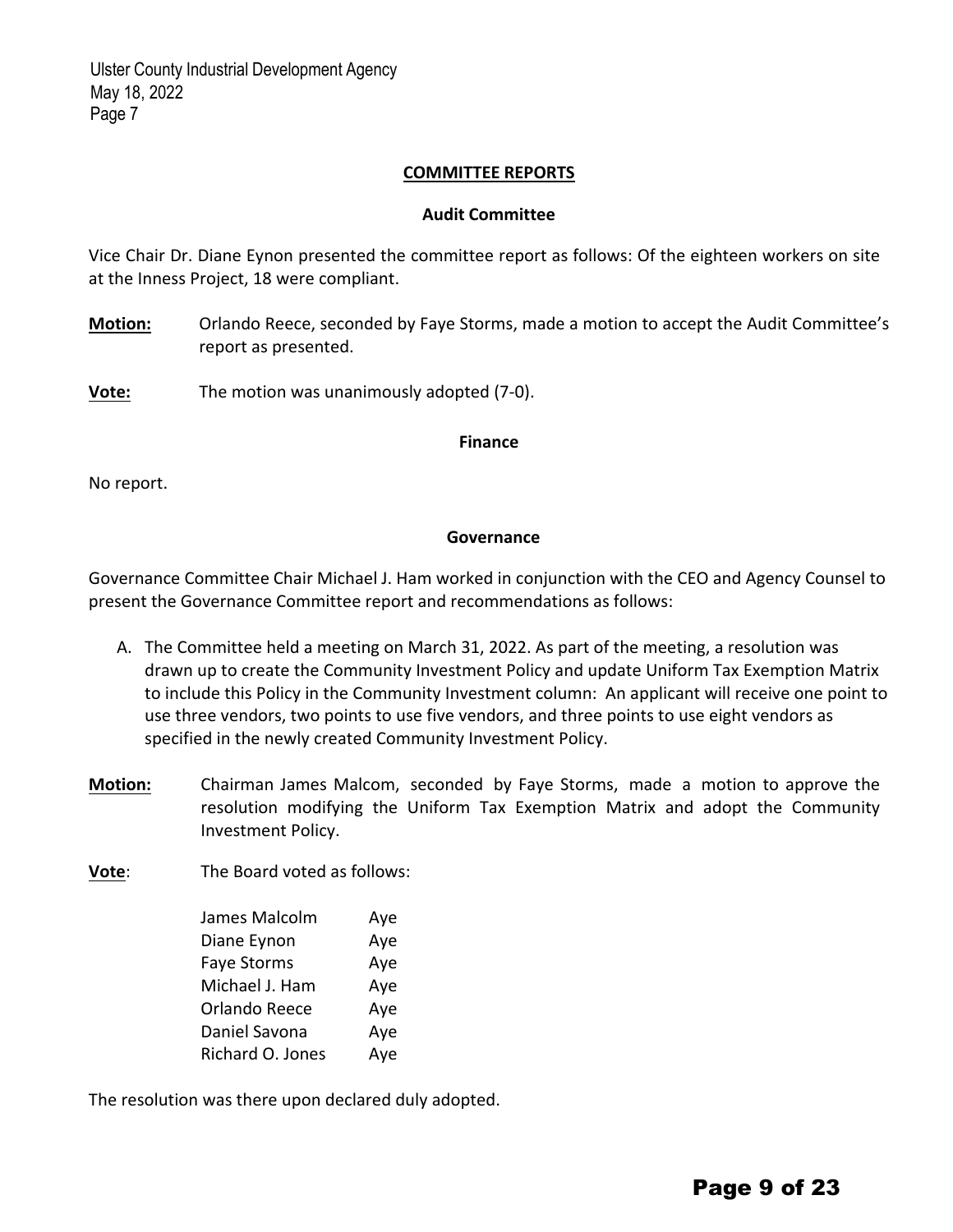## COMMITTEE REPORTS

### Audit Committee

Vice Chair Dr. Diane Eynon presented the committee report as follows: Of the eighteen workers on site at the Inness Project, 18 were compliant.

**Motion:** Orlando Reece, seconded by Faye Storms, made a motion to accept the Audit Committee's report as presented.

**Vote:** The motion was unanimously adopted (7-0).

### Finance

No report.

### Governance

Governance Committee Chair Michael J. Ham worked in conjunction with the CEO and Agency Counsel to present the Governance Committee report and recommendations as follows:

A. The Committee held a meeting on March 31, 2022. As part of the meeting, a resolution was drawn up to create the Community Investment Policy and update Uniform Tax Exemption Matrix to include this Policy in the Community Investment column: An applicant will receive one point to use three vendors, two points to use five vendors, and three points to use eight vendors as specified in the newly created Community Investment Policy.

**Motion:** Chairman James Malcom, seconded by Faye Storms, made a motion to approve the resolution modifying the Uniform Tax Exemption Matrix and adopt the Community Investment Policy.

**Vote**: The Board voted as follows:

| | |
|---|---|
| James Malcolm | Aye |
| Diane Eynon | Aye |
| Faye Storms | Aye |
| Michael J. Ham | Aye |
| Orlando Reece | Aye |
| Daniel Savona | Aye |
| Richard O. Jones | Aye |

The resolution was there upon declared duly adopted.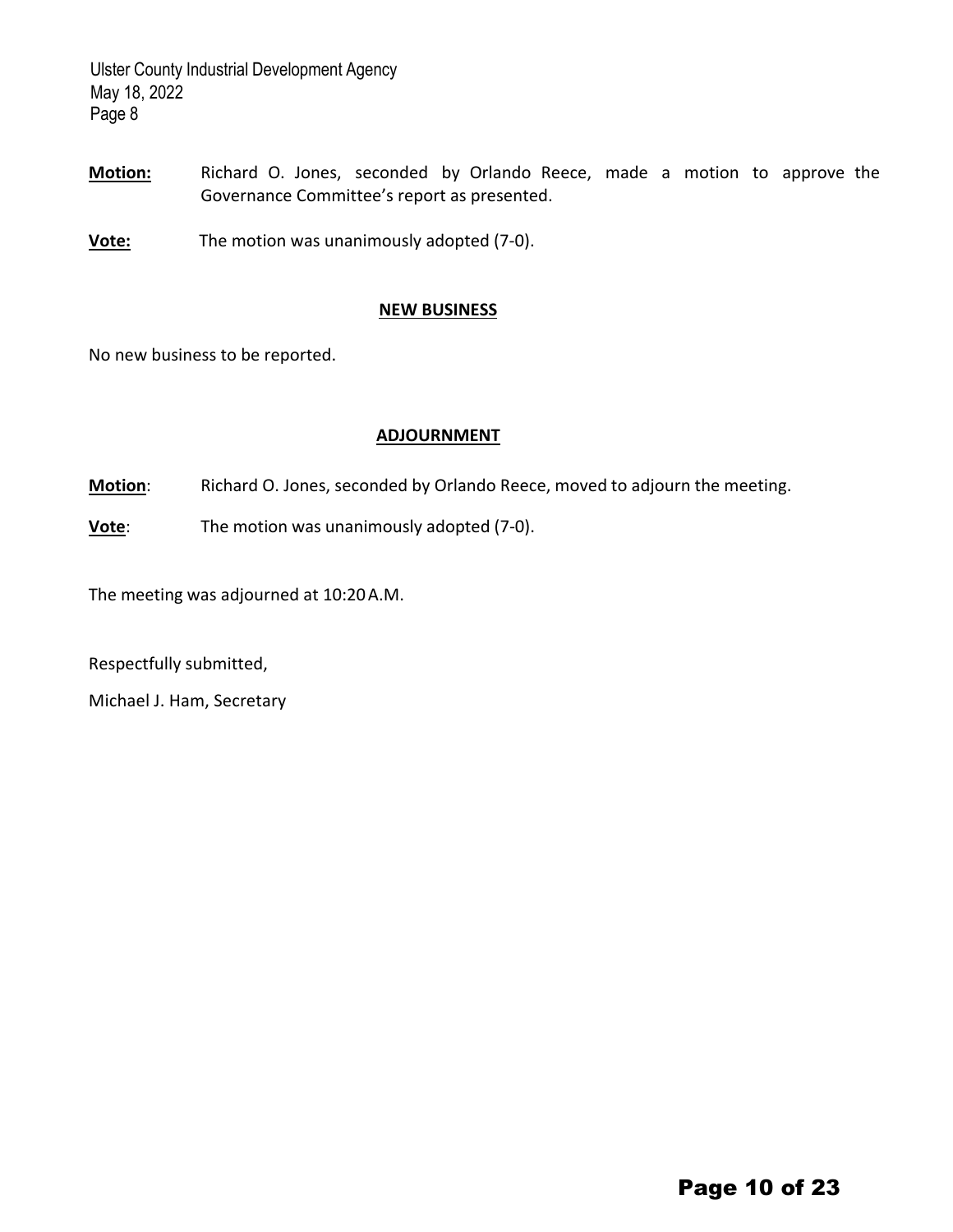**Motion:** Richard O. Jones, seconded by Orlando Reece, made a motion to approve the Governance Committee's report as presented.

**Vote:** The motion was unanimously adopted (7-0).

## NEW BUSINESS

No new business to be reported.

## ADJOURNMENT

**Motion**: Richard O. Jones, seconded by Orlando Reece, moved to adjourn the meeting.

**Vote**: The motion was unanimously adopted (7-0).

The meeting was adjourned at 10:20 A.M.

Respectfully submitted,

Michael J. Ham, Secretary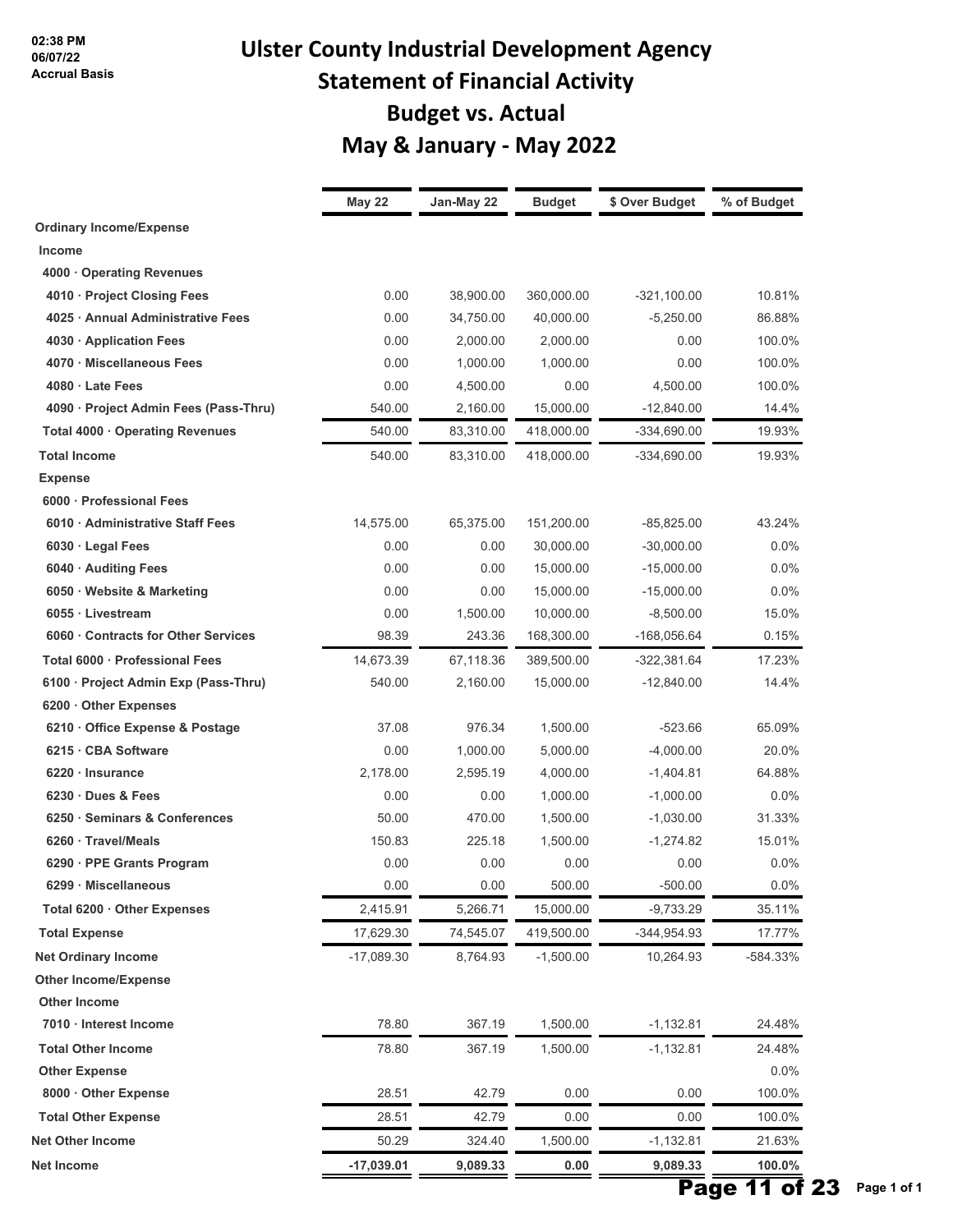02:38 PM
06/07/22
Accrual Basis

# Ulster County Industrial Development Agency
## Statement of Financial Activity
## Budget vs. Actual
## May & January - May 2022

| | May 22 | Jan-May 22 | Budget | $ Over Budget | % of Budget |
|---|---|---|---|---|---|
| **Ordinary Income/Expense** | | | | | |
| **Income** | | | | | |
| **4000 · Operating Revenues** | | | | | |
| **4010 · Project Closing Fees** | 0.00 | 38,900.00 | 360,000.00 | -321,100.00 | 10.81% |
| **4025 · Annual Administrative Fees** | 0.00 | 34,750.00 | 40,000.00 | -5,250.00 | 86.88% |
| **4030 · Application Fees** | 0.00 | 2,000.00 | 2,000.00 | 0.00 | 100.0% |
| **4070 · Miscellaneous Fees** | 0.00 | 1,000.00 | 1,000.00 | 0.00 | 100.0% |
| **4080 · Late Fees** | 0.00 | 4,500.00 | 0.00 | 4,500.00 | 100.0% |
| **4090 · Project Admin Fees (Pass-Thru)** | 540.00 | 2,160.00 | 15,000.00 | -12,840.00 | 14.4% |
| **Total 4000 · Operating Revenues** | 540.00 | 83,310.00 | 418,000.00 | -334,690.00 | 19.93% |
| **Total Income** | 540.00 | 83,310.00 | 418,000.00 | -334,690.00 | 19.93% |
| **Expense** | | | | | |
| **6000 · Professional Fees** | | | | | |
| **6010 · Administrative Staff Fees** | 14,575.00 | 65,375.00 | 151,200.00 | -85,825.00 | 43.24% |
| **6030 · Legal Fees** | 0.00 | 0.00 | 30,000.00 | -30,000.00 | 0.0% |
| **6040 · Auditing Fees** | 0.00 | 0.00 | 15,000.00 | -15,000.00 | 0.0% |
| **6050 · Website & Marketing** | 0.00 | 0.00 | 15,000.00 | -15,000.00 | 0.0% |
| **6055 · Livestream** | 0.00 | 1,500.00 | 10,000.00 | -8,500.00 | 15.0% |
| **6060 · Contracts for Other Services** | 98.39 | 243.36 | 168,300.00 | -168,056.64 | 0.15% |
| **Total 6000 · Professional Fees** | 14,673.39 | 67,118.36 | 389,500.00 | -322,381.64 | 17.23% |
| **6100 · Project Admin Exp (Pass-Thru)** | 540.00 | 2,160.00 | 15,000.00 | -12,840.00 | 14.4% |
| **6200 · Other Expenses** | | | | | |
| **6210 · Office Expense & Postage** | 37.08 | 976.34 | 1,500.00 | -523.66 | 65.09% |
| **6215 · CBA Software** | 0.00 | 1,000.00 | 5,000.00 | -4,000.00 | 20.0% |
| **6220 · Insurance** | 2,178.00 | 2,595.19 | 4,000.00 | -1,404.81 | 64.88% |
| **6230 · Dues & Fees** | 0.00 | 0.00 | 1,000.00 | -1,000.00 | 0.0% |
| **6250 · Seminars & Conferences** | 50.00 | 470.00 | 1,500.00 | -1,030.00 | 31.33% |
| **6260 · Travel/Meals** | 150.83 | 225.18 | 1,500.00 | -1,274.82 | 15.01% |
| **6290 · PPE Grants Program** | 0.00 | 0.00 | 0.00 | 0.00 | 0.0% |
| **6299 · Miscellaneous** | 0.00 | 0.00 | 500.00 | -500.00 | 0.0% |
| **Total 6200 · Other Expenses** | 2,415.91 | 5,266.71 | 15,000.00 | -9,733.29 | 35.11% |
| **Total Expense** | 17,629.30 | 74,545.07 | 419,500.00 | -344,954.93 | 17.77% |
| **Net Ordinary Income** | -17,089.30 | 8,764.93 | -1,500.00 | 10,264.93 | -584.33% |
| **Other Income/Expense** | | | | | |
| **Other Income** | | | | | |
| **7010 · Interest Income** | 78.80 | 367.19 | 1,500.00 | -1,132.81 | 24.48% |
| **Total Other Income** | 78.80 | 367.19 | 1,500.00 | -1,132.81 | 24.48% |
| **Other Expense** | | | | | 0.0% |
| **8000 · Other Expense** | 28.51 | 42.79 | 0.00 | 0.00 | 100.0% |
| **Total Other Expense** | 28.51 | 42.79 | 0.00 | 0.00 | 100.0% |
| **Net Other Income** | 50.29 | 324.40 | 1,500.00 | -1,132.81 | 21.63% |
| **Net Income** | **-17,039.01** | **9,089.33** | **0.00** | **9,089.33** | **100.0%** |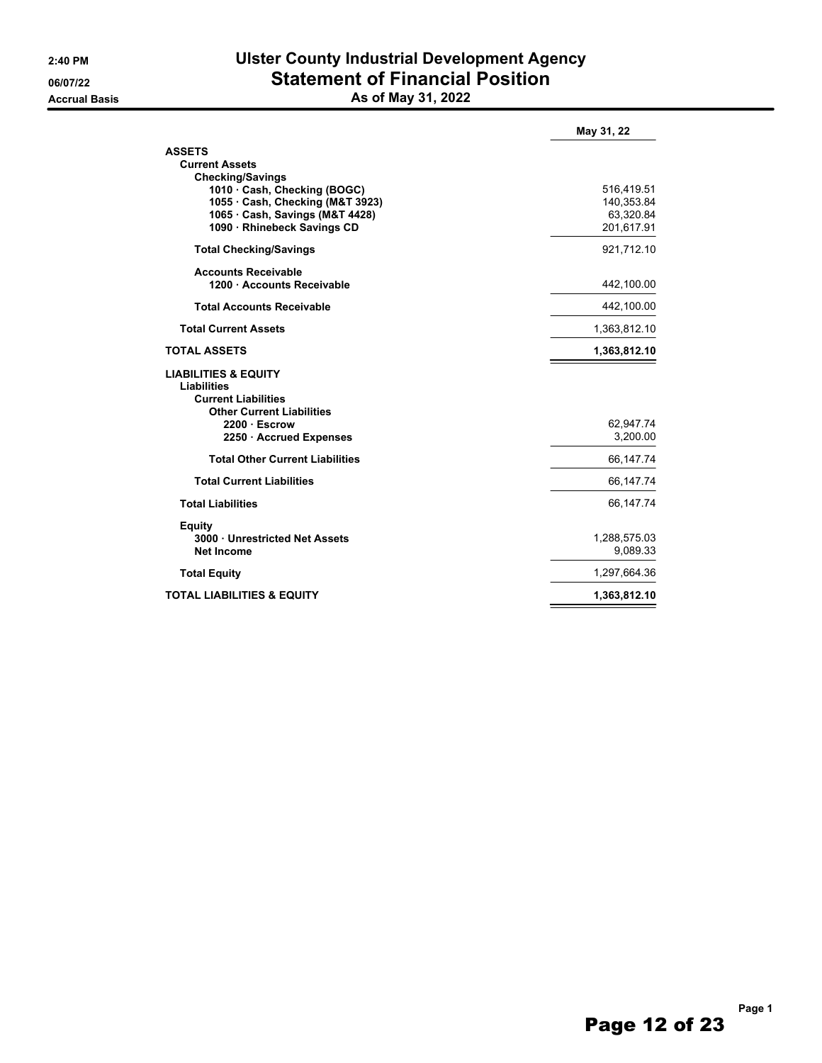2:40 PM
06/07/22
Accrual Basis

# Ulster County Industrial Development Agency
## Statement of Financial Position
### As of May 31, 2022

| | May 31, 22 |
|---|---|
| **ASSETS** | |
| **Current Assets** | |
| **Checking/Savings** | |
| **1010 · Cash, Checking (BOGC)** | 516,419.51 |
| **1055 · Cash, Checking (M&T 3923)** | 140,353.84 |
| **1065 · Cash, Savings (M&T 4428)** | 63,320.84 |
| **1090 · Rhinebeck Savings CD** | 201,617.91 |
| **Total Checking/Savings** | 921,712.10 |
| **Accounts Receivable** | |
| **1200 · Accounts Receivable** | 442,100.00 |
| **Total Accounts Receivable** | 442,100.00 |
| **Total Current Assets** | 1,363,812.10 |
| **TOTAL ASSETS** | **1,363,812.10** |
| **LIABILITIES & EQUITY** | |
| **Liabilities** | |
| **Current Liabilities** | |
| **Other Current Liabilities** | |
| **2200 · Escrow** | 62,947.74 |
| **2250 · Accrued Expenses** | 3,200.00 |
| **Total Other Current Liabilities** | 66,147.74 |
| **Total Current Liabilities** | 66,147.74 |
| **Total Liabilities** | 66,147.74 |
| **Equity** | |
| **3000 · Unrestricted Net Assets** | 1,288,575.03 |
| **Net Income** | 9,089.33 |
| **Total Equity** | 1,297,664.36 |
| **TOTAL LIABILITIES & EQUITY** | **1,363,812.10** |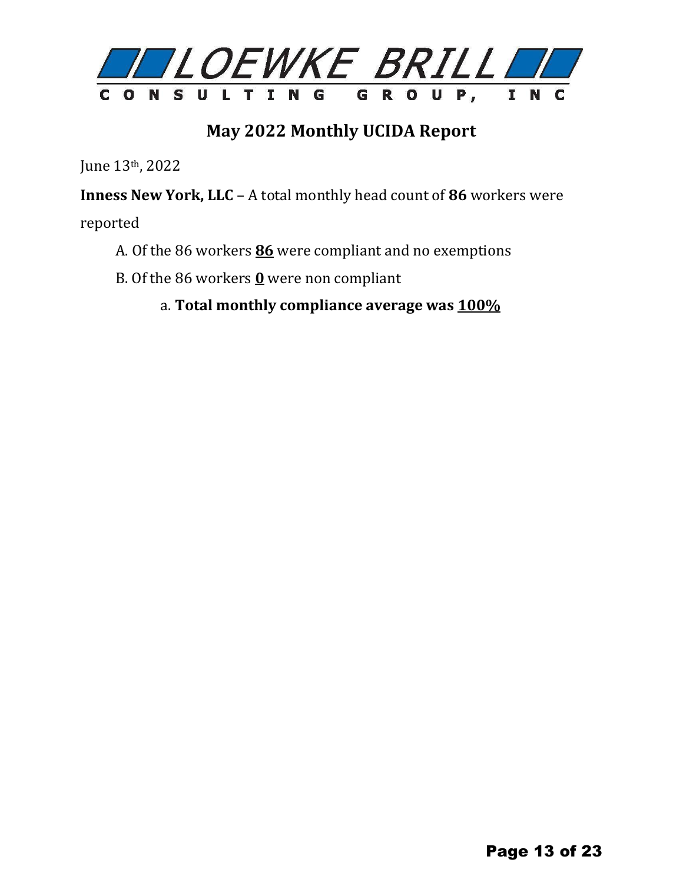LOEWKE BRILL

CONSULTING GROUP, INC

## May 2022 Monthly UCIDA Report

June 13th, 2022

**Inness New York, LLC** – A total monthly head count of **86** workers were reported

A. Of the 86 workers **86** were compliant and no exemptions

B. Of the 86 workers **0** were non compliant

a. **Total monthly compliance average was 100%**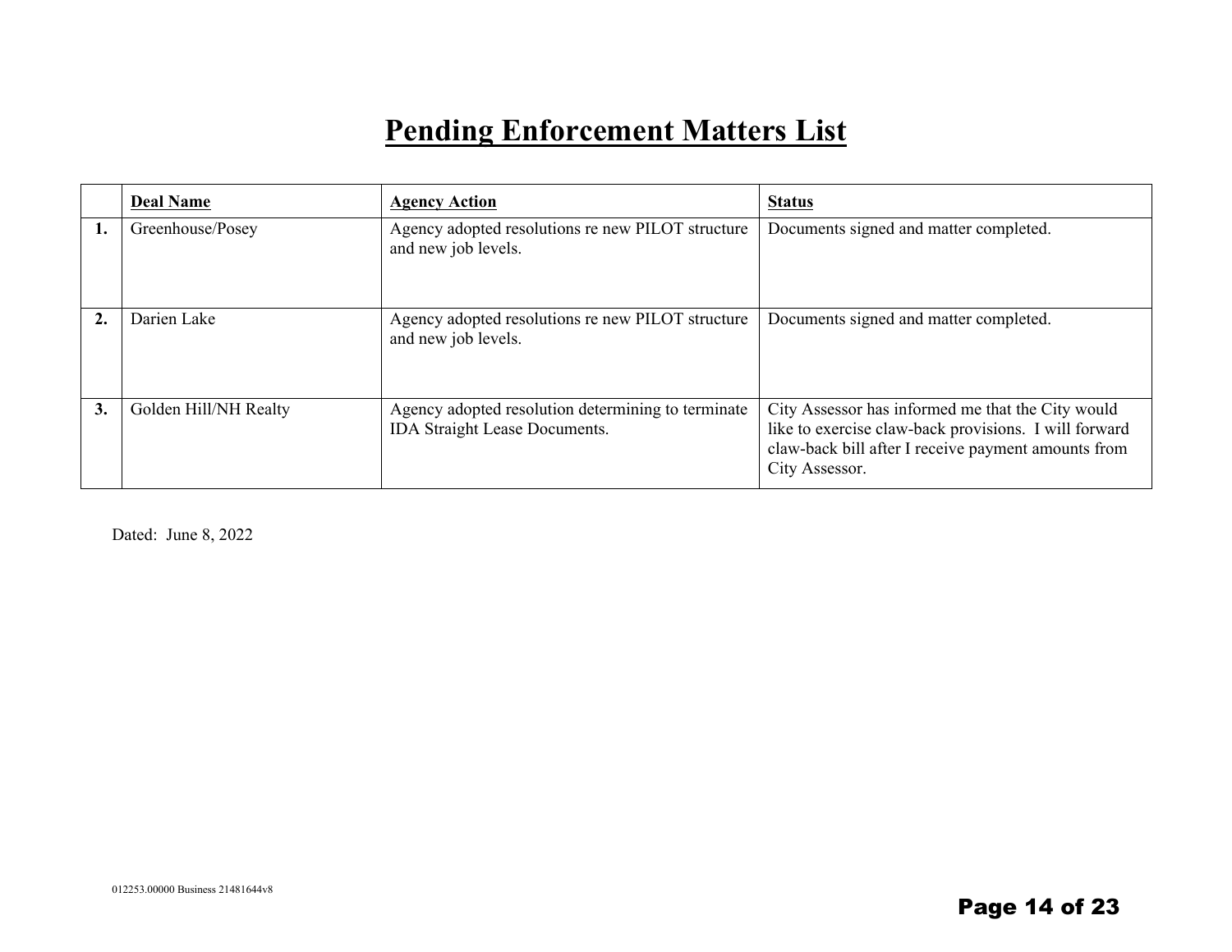# Pending Enforcement Matters List

| | Deal Name | Agency Action | Status |
|---|---|---|---|
| **1.** | Greenhouse/Posey | Agency adopted resolutions re new PILOT structure and new job levels. | Documents signed and matter completed. |
| **2.** | Darien Lake | Agency adopted resolutions re new PILOT structure and new job levels. | Documents signed and matter completed. |
| **3.** | Golden Hill/NH Realty | Agency adopted resolution determining to terminate IDA Straight Lease Documents. | City Assessor has informed me that the City would like to exercise claw-back provisions. I will forward claw-back bill after I receive payment amounts from City Assessor. |

Dated: June 8, 2022

012253.00000 Business 21481644v8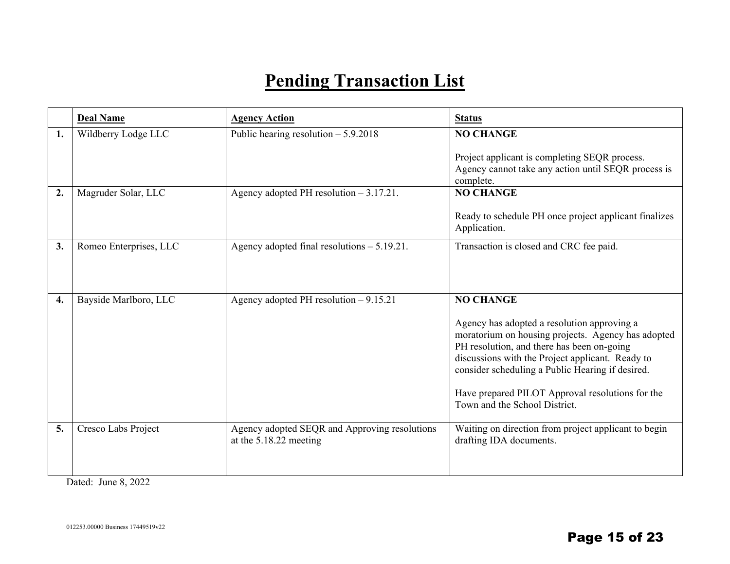# Pending Transaction List

| | Deal Name | Agency Action | Status |
|---|---|---|---|
| **1.** | Wildberry Lodge LLC | Public hearing resolution – 5.9.2018 | **NO CHANGE**<br><br>Project applicant is completing SEQR process. Agency cannot take any action until SEQR process is complete. |
| **2.** | Magruder Solar, LLC | Agency adopted PH resolution – 3.17.21. | **NO CHANGE**<br><br>Ready to schedule PH once project applicant finalizes Application. |
| **3.** | Romeo Enterprises, LLC | Agency adopted final resolutions – 5.19.21. | Transaction is closed and CRC fee paid. |
| **4.** | Bayside Marlboro, LLC | Agency adopted PH resolution – 9.15.21 | **NO CHANGE**<br><br>Agency has adopted a resolution approving a moratorium on housing projects. Agency has adopted PH resolution, and there has been on-going discussions with the Project applicant. Ready to consider scheduling a Public Hearing if desired.<br><br>Have prepared PILOT Approval resolutions for the Town and the School District. |
| **5.** | Cresco Labs Project | Agency adopted SEQR and Approving resolutions at the 5.18.22 meeting | Waiting on direction from project applicant to begin drafting IDA documents. |

Dated: June 8, 2022

012253.00000 Business 17449519v22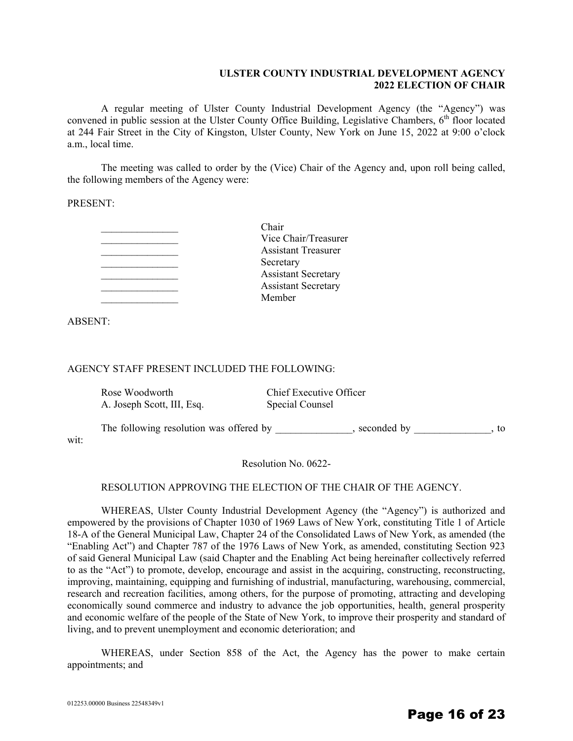**ULSTER COUNTY INDUSTRIAL DEVELOPMENT AGENCY**
**2022 ELECTION OF CHAIR**

A regular meeting of Ulster County Industrial Development Agency (the "Agency") was convened in public session at the Ulster County Office Building, Legislative Chambers, 6th floor located at 244 Fair Street in the City of Kingston, Ulster County, New York on June 15, 2022 at 9:00 o'clock a.m., local time.

The meeting was called to order by the (Vice) Chair of the Agency and, upon roll being called, the following members of the Agency were:

PRESENT:

| | |
|---|---|
| _______________ | Chair |
| _______________ | Vice Chair/Treasurer |
| _______________ | Assistant Treasurer |
| _______________ | Secretary |
| _______________ | Assistant Secretary |
| _______________ | Assistant Secretary |
| _______________ | Member |

ABSENT:

AGENCY STAFF PRESENT INCLUDED THE FOLLOWING:

| | |
|---|---|
| Rose Woodworth | Chief Executive Officer |
| A. Joseph Scott, III, Esq. | Special Counsel |

The following resolution was offered by _______________, seconded by _______________, to wit:

Resolution No. 0622-

RESOLUTION APPROVING THE ELECTION OF THE CHAIR OF THE AGENCY.

WHEREAS, Ulster County Industrial Development Agency (the "Agency") is authorized and empowered by the provisions of Chapter 1030 of 1969 Laws of New York, constituting Title 1 of Article 18-A of the General Municipal Law, Chapter 24 of the Consolidated Laws of New York, as amended (the "Enabling Act") and Chapter 787 of the 1976 Laws of New York, as amended, constituting Section 923 of said General Municipal Law (said Chapter and the Enabling Act being hereinafter collectively referred to as the "Act") to promote, develop, encourage and assist in the acquiring, constructing, reconstructing, improving, maintaining, equipping and furnishing of industrial, manufacturing, warehousing, commercial, research and recreation facilities, among others, for the purpose of promoting, attracting and developing economically sound commerce and industry to advance the job opportunities, health, general prosperity and economic welfare of the people of the State of New York, to improve their prosperity and standard of living, and to prevent unemployment and economic deterioration; and

WHEREAS, under Section 858 of the Act, the Agency has the power to make certain appointments; and

012253.00000 Business 22548349v1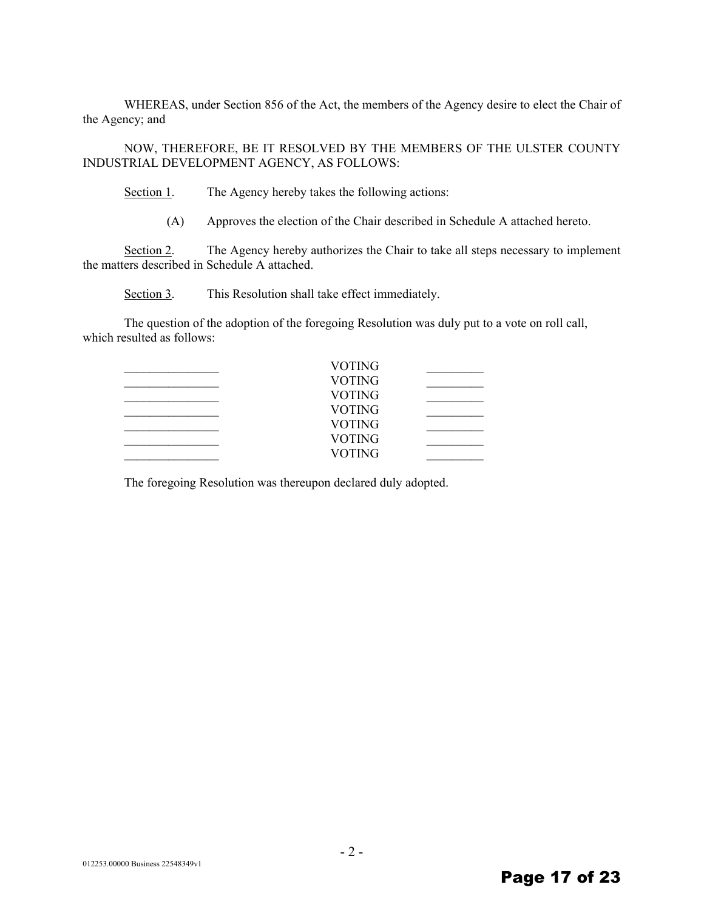WHEREAS, under Section 856 of the Act, the members of the Agency desire to elect the Chair of the Agency; and

NOW, THEREFORE, BE IT RESOLVED BY THE MEMBERS OF THE ULSTER COUNTY INDUSTRIAL DEVELOPMENT AGENCY, AS FOLLOWS:

Section 1. The Agency hereby takes the following actions:

(A) Approves the election of the Chair described in Schedule A attached hereto.

Section 2. The Agency hereby authorizes the Chair to take all steps necessary to implement the matters described in Schedule A attached.

Section 3. This Resolution shall take effect immediately.

The question of the adoption of the foregoing Resolution was duly put to a vote on roll call, which resulted as follows:

| | | |
|---|---|---|
| _______________ | VOTING | _________ |
| _______________ | VOTING | _________ |
| _______________ | VOTING | _________ |
| _______________ | VOTING | _________ |
| _______________ | VOTING | _________ |
| _______________ | VOTING | _________ |
| _______________ | VOTING | _________ |

The foregoing Resolution was thereupon declared duly adopted.

012253.00000 Business 22548349v1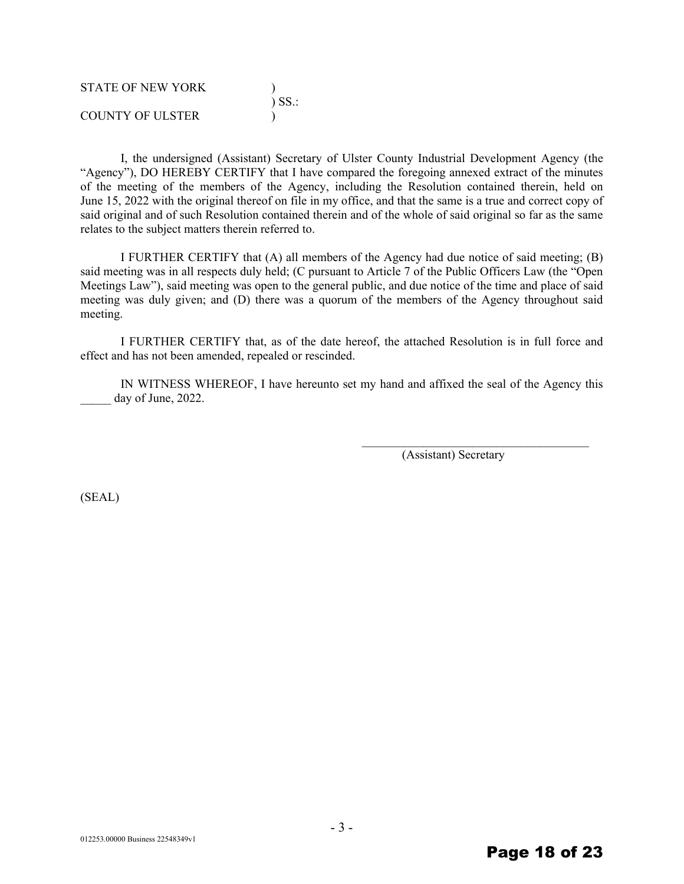STATE OF NEW YORK )
) SS.:
COUNTY OF ULSTER )

I, the undersigned (Assistant) Secretary of Ulster County Industrial Development Agency (the "Agency"), DO HEREBY CERTIFY that I have compared the foregoing annexed extract of the minutes of the meeting of the members of the Agency, including the Resolution contained therein, held on June 15, 2022 with the original thereof on file in my office, and that the same is a true and correct copy of said original and of such Resolution contained therein and of the whole of said original so far as the same relates to the subject matters therein referred to.

I FURTHER CERTIFY that (A) all members of the Agency had due notice of said meeting; (B) said meeting was in all respects duly held; (C pursuant to Article 7 of the Public Officers Law (the "Open Meetings Law"), said meeting was open to the general public, and due notice of the time and place of said meeting was duly given; and (D) there was a quorum of the members of the Agency throughout said meeting.

I FURTHER CERTIFY that, as of the date hereof, the attached Resolution is in full force and effect and has not been amended, repealed or rescinded.

IN WITNESS WHEREOF, I have hereunto set my hand and affixed the seal of the Agency this _____ day of June, 2022.

_______________________________________
(Assistant) Secretary

(SEAL)

012253.00000 Business 22548349v1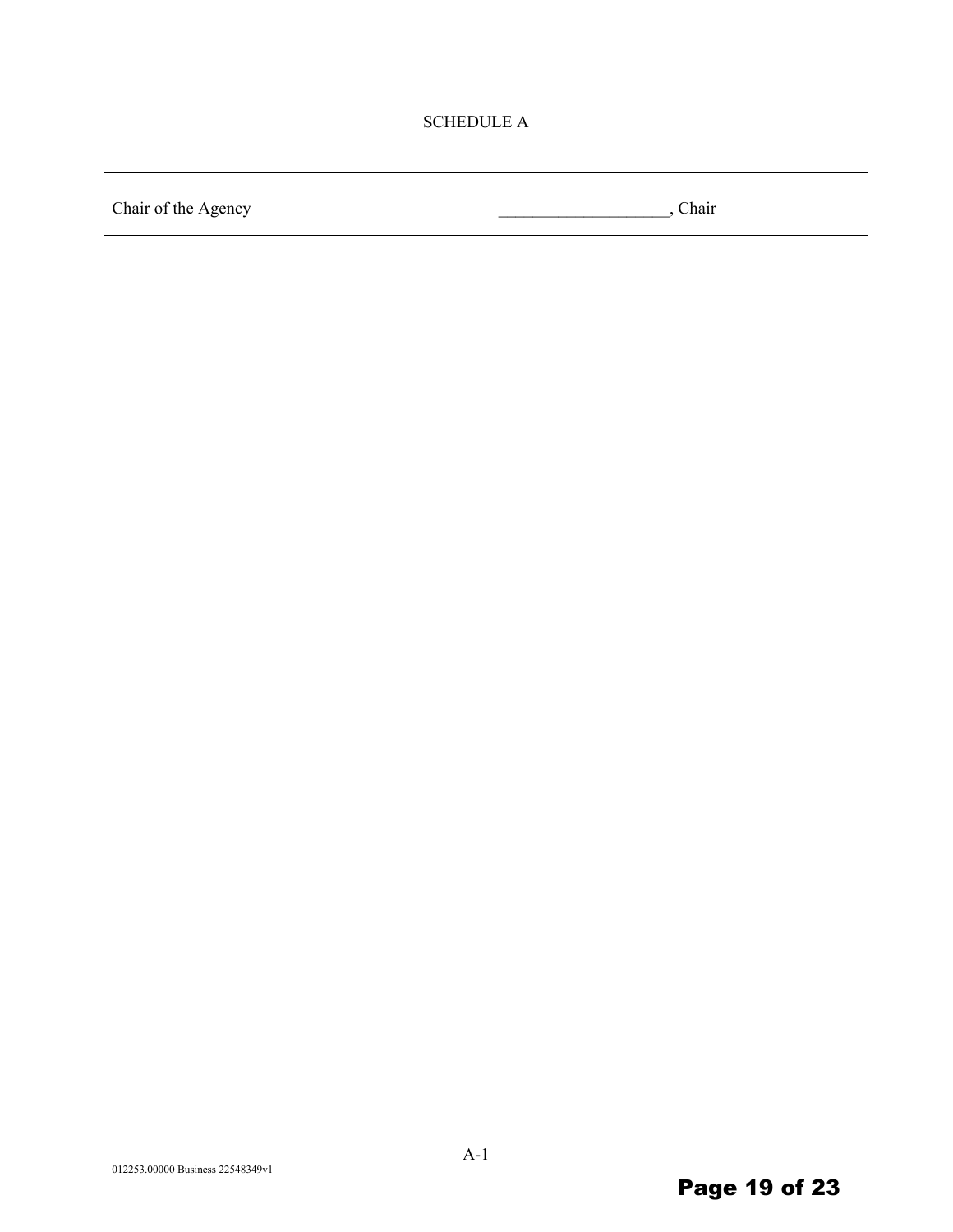# SCHEDULE A

| Chair of the Agency | ___________________, Chair |
|---|---|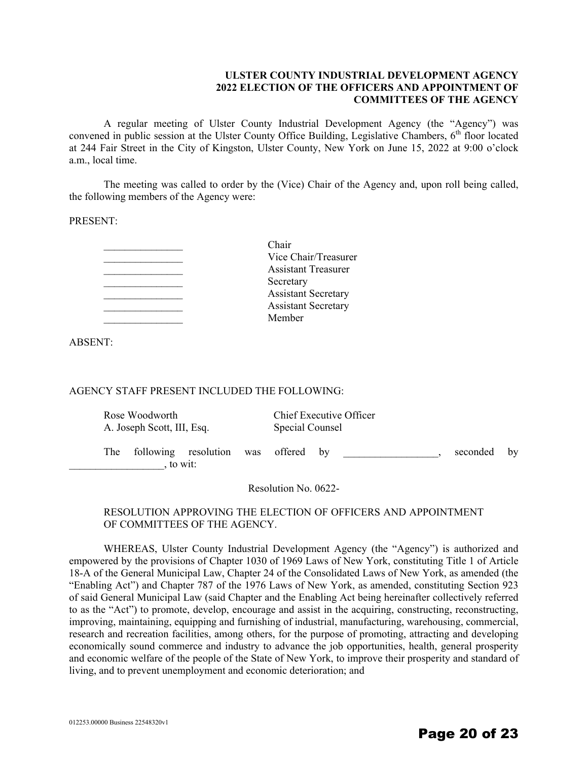**ULSTER COUNTY INDUSTRIAL DEVELOPMENT AGENCY**
**2022 ELECTION OF THE OFFICERS AND APPOINTMENT OF COMMITTEES OF THE AGENCY**

A regular meeting of Ulster County Industrial Development Agency (the "Agency") was convened in public session at the Ulster County Office Building, Legislative Chambers, 6th floor located at 244 Fair Street in the City of Kingston, Ulster County, New York on June 15, 2022 at 9:00 o'clock a.m., local time.

The meeting was called to order by the (Vice) Chair of the Agency and, upon roll being called, the following members of the Agency were:

PRESENT:

| | |
|---|---|
| _______________ | Chair |
| _______________ | Vice Chair/Treasurer |
| _______________ | Assistant Treasurer |
| _______________ | Secretary |
| _______________ | Assistant Secretary |
| _______________ | Assistant Secretary |
| _______________ | Member |

ABSENT:

AGENCY STAFF PRESENT INCLUDED THE FOLLOWING:

| | |
|---|---|
| Rose Woodworth | Chief Executive Officer |
| A. Joseph Scott, III, Esq. | Special Counsel |

The following resolution was offered by __________________, seconded by __________________, to wit:

Resolution No. 0622-

RESOLUTION APPROVING THE ELECTION OF OFFICERS AND APPOINTMENT OF COMMITTEES OF THE AGENCY.

WHEREAS, Ulster County Industrial Development Agency (the "Agency") is authorized and empowered by the provisions of Chapter 1030 of 1969 Laws of New York, constituting Title 1 of Article 18-A of the General Municipal Law, Chapter 24 of the Consolidated Laws of New York, as amended (the "Enabling Act") and Chapter 787 of the 1976 Laws of New York, as amended, constituting Section 923 of said General Municipal Law (said Chapter and the Enabling Act being hereinafter collectively referred to as the "Act") to promote, develop, encourage and assist in the acquiring, constructing, reconstructing, improving, maintaining, equipping and furnishing of industrial, manufacturing, warehousing, commercial, research and recreation facilities, among others, for the purpose of promoting, attracting and developing economically sound commerce and industry to advance the job opportunities, health, general prosperity and economic welfare of the people of the State of New York, to improve their prosperity and standard of living, and to prevent unemployment and economic deterioration; and

012253.00000 Business 22548320v1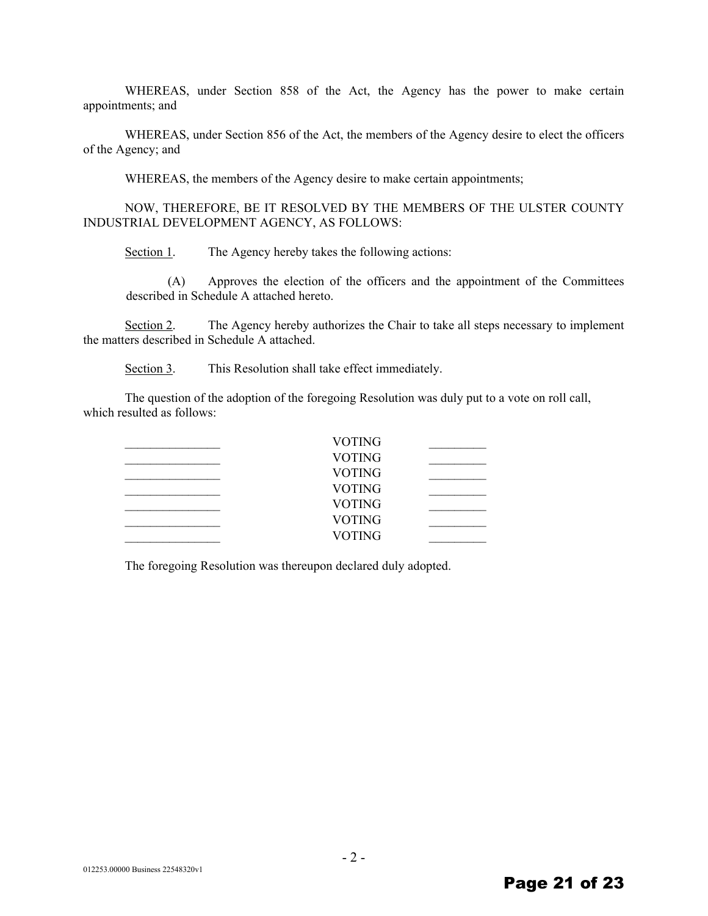WHEREAS, under Section 858 of the Act, the Agency has the power to make certain appointments; and

WHEREAS, under Section 856 of the Act, the members of the Agency desire to elect the officers of the Agency; and

WHEREAS, the members of the Agency desire to make certain appointments;

NOW, THEREFORE, BE IT RESOLVED BY THE MEMBERS OF THE ULSTER COUNTY INDUSTRIAL DEVELOPMENT AGENCY, AS FOLLOWS:

Section 1. The Agency hereby takes the following actions:

(A) Approves the election of the officers and the appointment of the Committees described in Schedule A attached hereto.

Section 2. The Agency hereby authorizes the Chair to take all steps necessary to implement the matters described in Schedule A attached.

Section 3. This Resolution shall take effect immediately.

The question of the adoption of the foregoing Resolution was duly put to a vote on roll call, which resulted as follows:

| | | |
|---|---|---|
| _______________ | VOTING | _________ |
| _______________ | VOTING | _________ |
| _______________ | VOTING | _________ |
| _______________ | VOTING | _________ |
| _______________ | VOTING | _________ |
| _______________ | VOTING | _________ |
| _______________ | VOTING | _________ |

The foregoing Resolution was thereupon declared duly adopted.

012253.00000 Business 22548320v1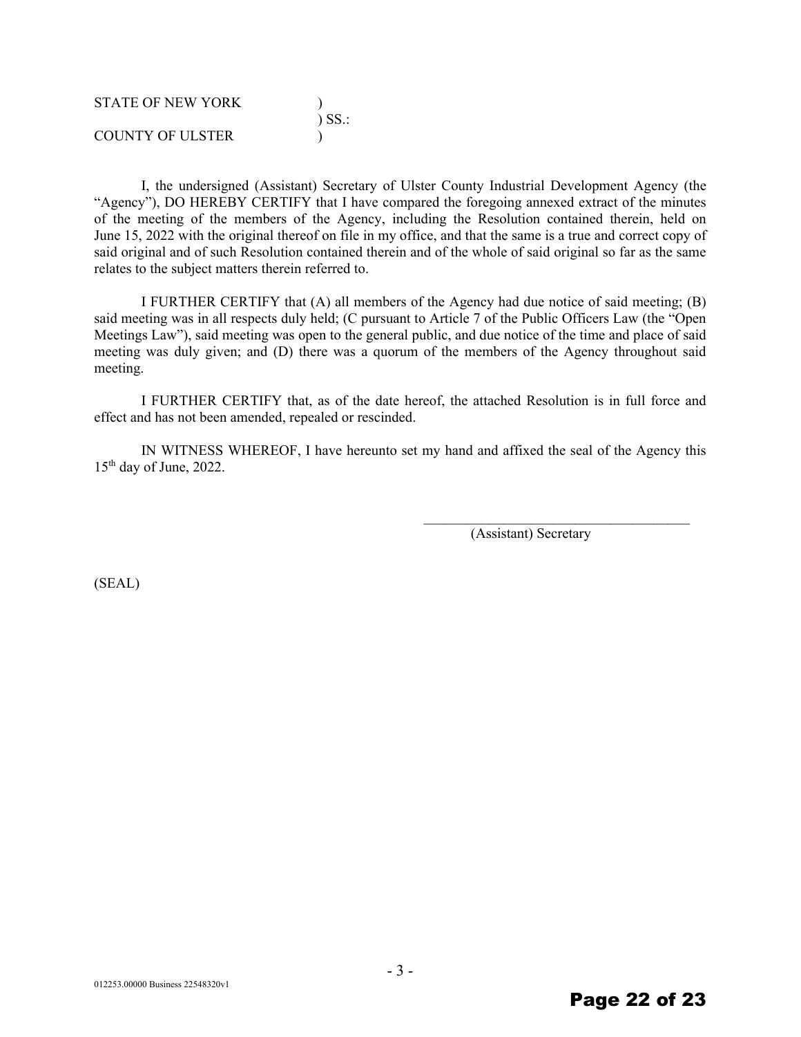STATE OF NEW YORK )  
) SS.:  
COUNTY OF ULSTER )

I, the undersigned (Assistant) Secretary of Ulster County Industrial Development Agency (the "Agency"), DO HEREBY CERTIFY that I have compared the foregoing annexed extract of the minutes of the meeting of the members of the Agency, including the Resolution contained therein, held on June 15, 2022 with the original thereof on file in my office, and that the same is a true and correct copy of said original and of such Resolution contained therein and of the whole of said original so far as the same relates to the subject matters therein referred to.

I FURTHER CERTIFY that (A) all members of the Agency had due notice of said meeting; (B) said meeting was in all respects duly held; (C pursuant to Article 7 of the Public Officers Law (the "Open Meetings Law"), said meeting was open to the general public, and due notice of the time and place of said meeting was duly given; and (D) there was a quorum of the members of the Agency throughout said meeting.

I FURTHER CERTIFY that, as of the date hereof, the attached Resolution is in full force and effect and has not been amended, repealed or rescinded.

IN WITNESS WHEREOF, I have hereunto set my hand and affixed the seal of the Agency this 15th day of June, 2022.

\_\_\_\_\_\_\_\_\_\_\_\_\_\_\_\_\_\_\_\_\_\_\_\_\_\_\_\_\_\_\_\_\_\_\_\_\_\_\_  
(Assistant) Secretary

(SEAL)

012253.00000 Business 22548320v1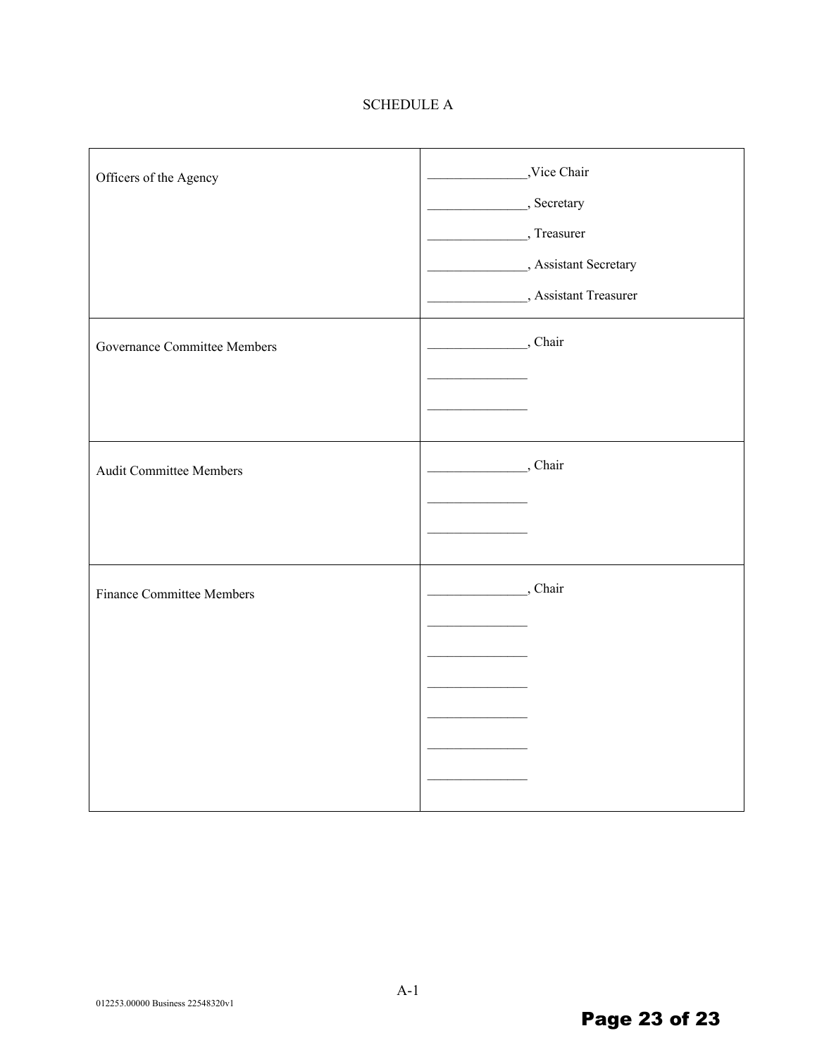SCHEDULE A

| | |
|---|---|
| Officers of the Agency | _______________,Vice Chair<br>_______________, Secretary<br>_______________, Treasurer<br>_______________, Assistant Secretary<br>_______________, Assistant Treasurer |
| Governance Committee Members | _______________, Chair<br>_______________<br>_______________ |
| Audit Committee Members | _______________, Chair<br>_______________<br>_______________ |
| Finance Committee Members | _______________, Chair<br>_______________<br>_______________<br>_______________<br>_______________<br>_______________<br>_______________ |

A-1

012253.00000 Business 22548320v1